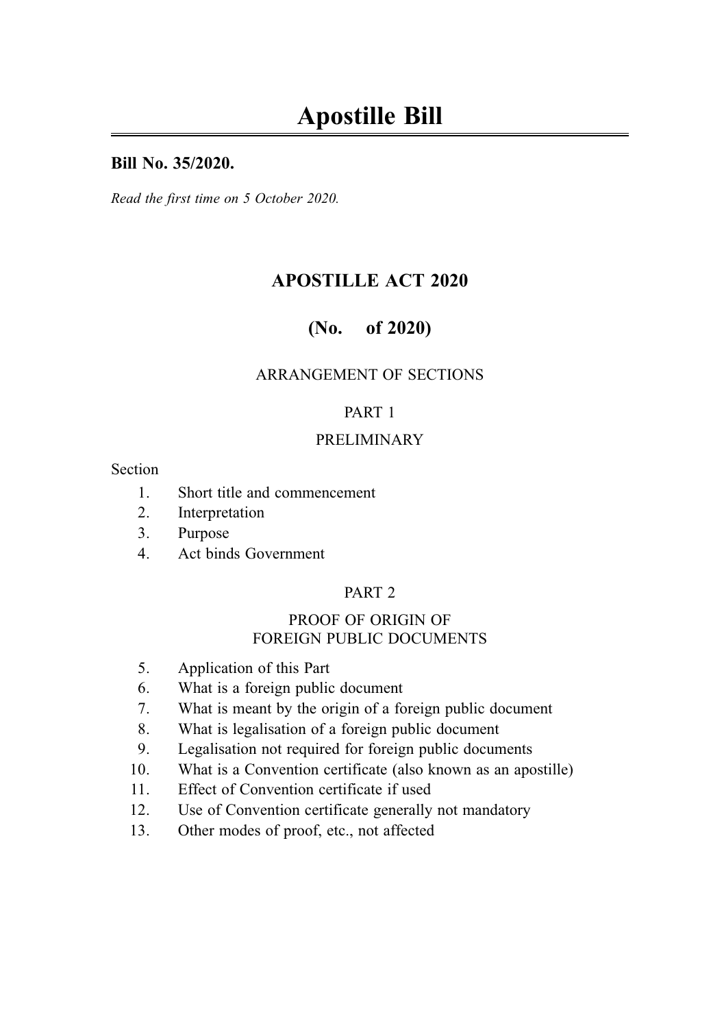# Apostille Bill

**Bill No. 35/2020.**

*Read the first time on 5 October 2020.*

## APOSTILLE ACT 2020

## (No. of 2020)

ARRANGEMENT OF SECTIONS

PART 1

PRELIMINARY

Section

1. Short title and commencement
2. Interpretation
3. Purpose
4. Act binds Government

PART 2

PROOF OF ORIGIN OF FOREIGN PUBLIC DOCUMENTS

5. Application of this Part
6. What is a foreign public document
7. What is meant by the origin of a foreign public document
8. What is legalisation of a foreign public document
9. Legalisation not required for foreign public documents
10. What is a Convention certificate (also known as an apostille)
11. Effect of Convention certificate if used
12. Use of Convention certificate generally not mandatory
13. Other modes of proof, etc., not affected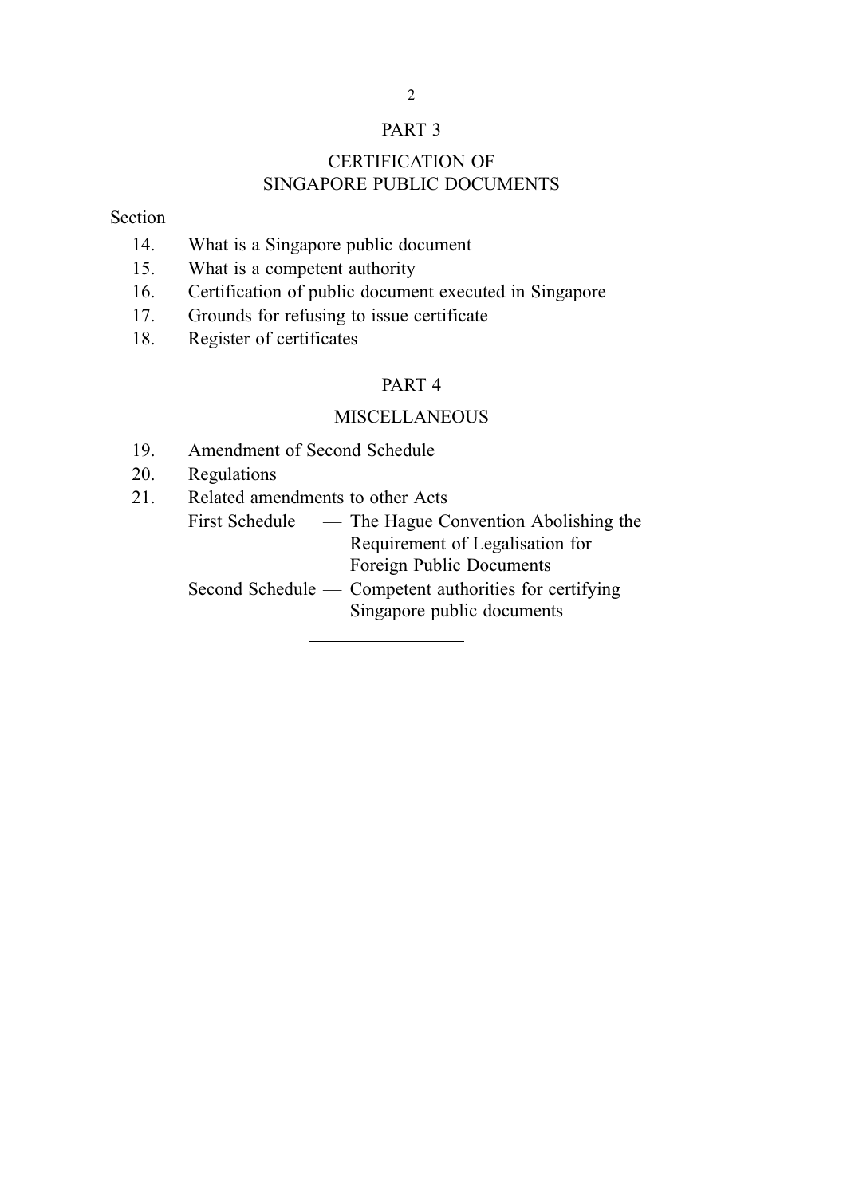## PART 3

## CERTIFICATION OF SINGAPORE PUBLIC DOCUMENTS

Section

14. What is a Singapore public document
15. What is a competent authority
16. Certification of public document executed in Singapore
17. Grounds for refusing to issue certificate
18. Register of certificates

## PART 4

## MISCELLANEOUS

19. Amendment of Second Schedule
20. Regulations
21. Related amendments to other Acts

First Schedule — The Hague Convention Abolishing the Requirement of Legalisation for Foreign Public Documents

Second Schedule — Competent authorities for certifying Singapore public documents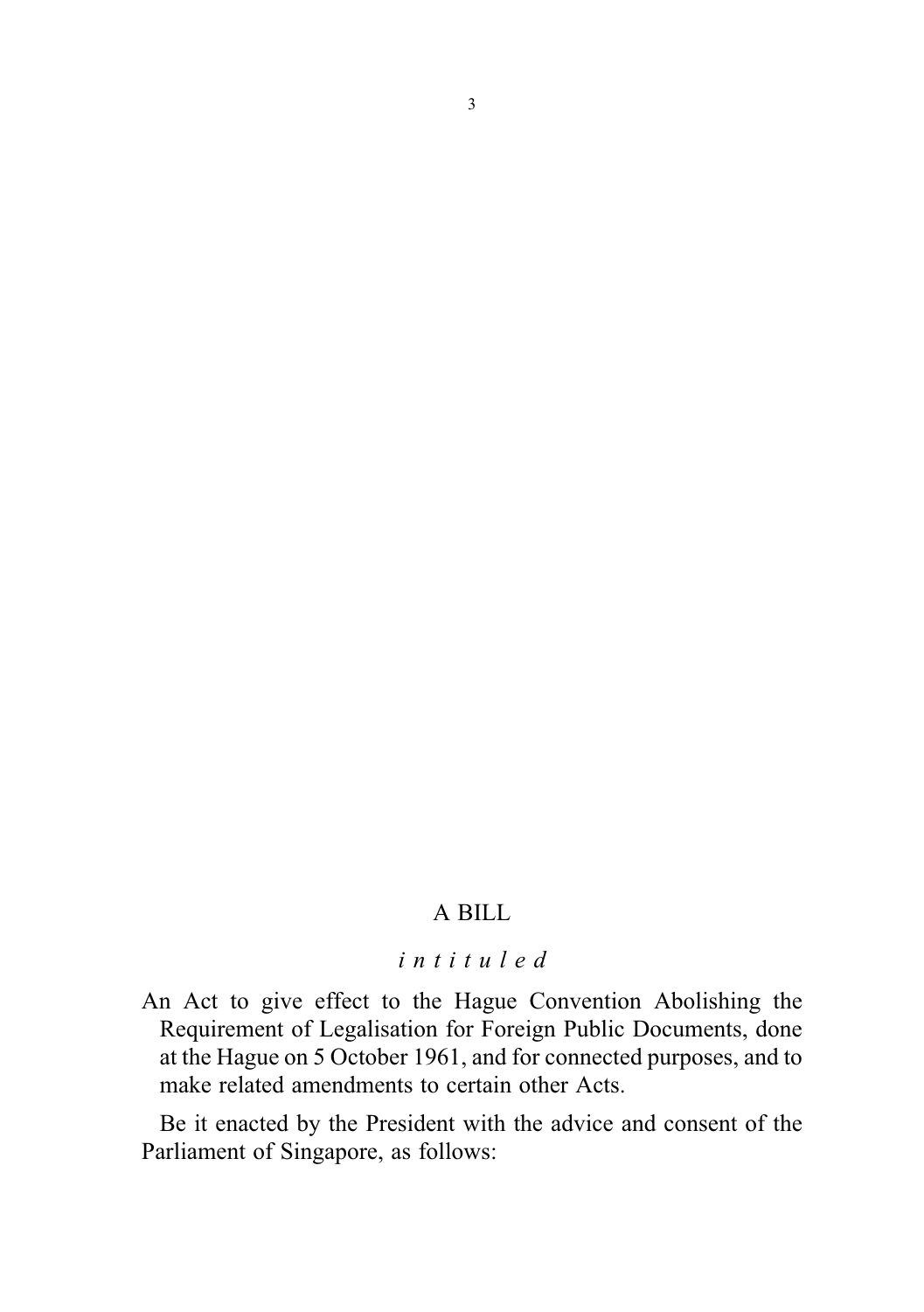A BILL

*intituled*

An Act to give effect to the Hague Convention Abolishing the Requirement of Legalisation for Foreign Public Documents, done at the Hague on 5 October 1961, and for connected purposes, and to make related amendments to certain other Acts.

Be it enacted by the President with the advice and consent of the Parliament of Singapore, as follows: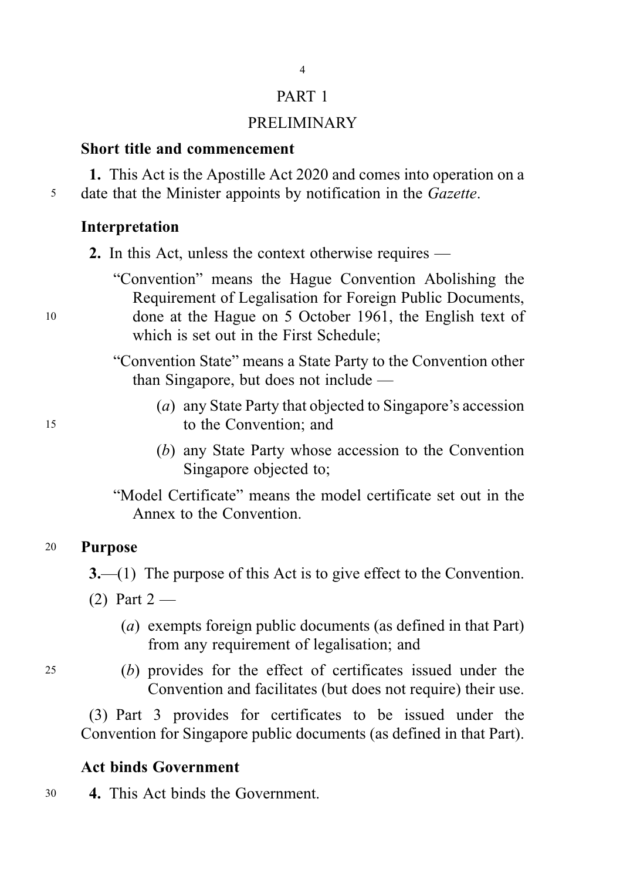# PART 1

# PRELIMINARY

### Short title and commencement

**1.** This Act is the Apostille Act 2020 and comes into operation on a date that the Minister appoints by notification in the *Gazette*.

### Interpretation

**2.** In this Act, unless the context otherwise requires —

"Convention" means the Hague Convention Abolishing the Requirement of Legalisation for Foreign Public Documents, done at the Hague on 5 October 1961, the English text of which is set out in the First Schedule;

"Convention State" means a State Party to the Convention other than Singapore, but does not include —

(*a*) any State Party that objected to Singapore's accession to the Convention; and

(*b*) any State Party whose accession to the Convention Singapore objected to;

"Model Certificate" means the model certificate set out in the Annex to the Convention.

### Purpose

**3.**—(1) The purpose of this Act is to give effect to the Convention.

(2) Part 2 —

(*a*) exempts foreign public documents (as defined in that Part) from any requirement of legalisation; and

(*b*) provides for the effect of certificates issued under the Convention and facilitates (but does not require) their use.

(3) Part 3 provides for certificates to be issued under the Convention for Singapore public documents (as defined in that Part).

### Act binds Government

**4.** This Act binds the Government.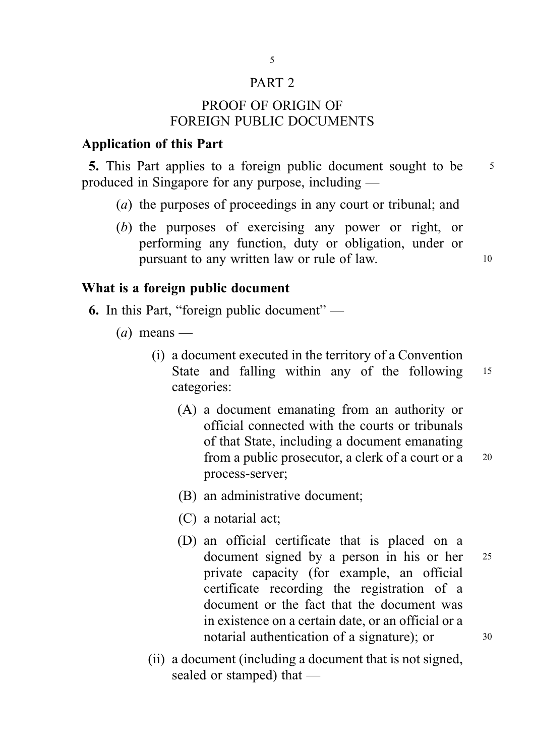## PART 2

## PROOF OF ORIGIN OF FOREIGN PUBLIC DOCUMENTS

**Application of this Part**

**5.** This Part applies to a foreign public document sought to be produced in Singapore for any purpose, including —

- (*a*) the purposes of proceedings in any court or tribunal; and
- (*b*) the purposes of exercising any power or right, or performing any function, duty or obligation, under or pursuant to any written law or rule of law.

**What is a foreign public document**

**6.** In this Part, "foreign public document" —

- (*a*) means —
  - (i) a document executed in the territory of a Convention State and falling within any of the following categories:
    - (A) a document emanating from an authority or official connected with the courts or tribunals of that State, including a document emanating from a public prosecutor, a clerk of a court or a process-server;
    - (B) an administrative document;
    - (C) a notarial act;
    - (D) an official certificate that is placed on a document signed by a person in his or her private capacity (for example, an official certificate recording the registration of a document or the fact that the document was in existence on a certain date, or an official or a notarial authentication of a signature); or
  - (ii) a document (including a document that is not signed, sealed or stamped) that —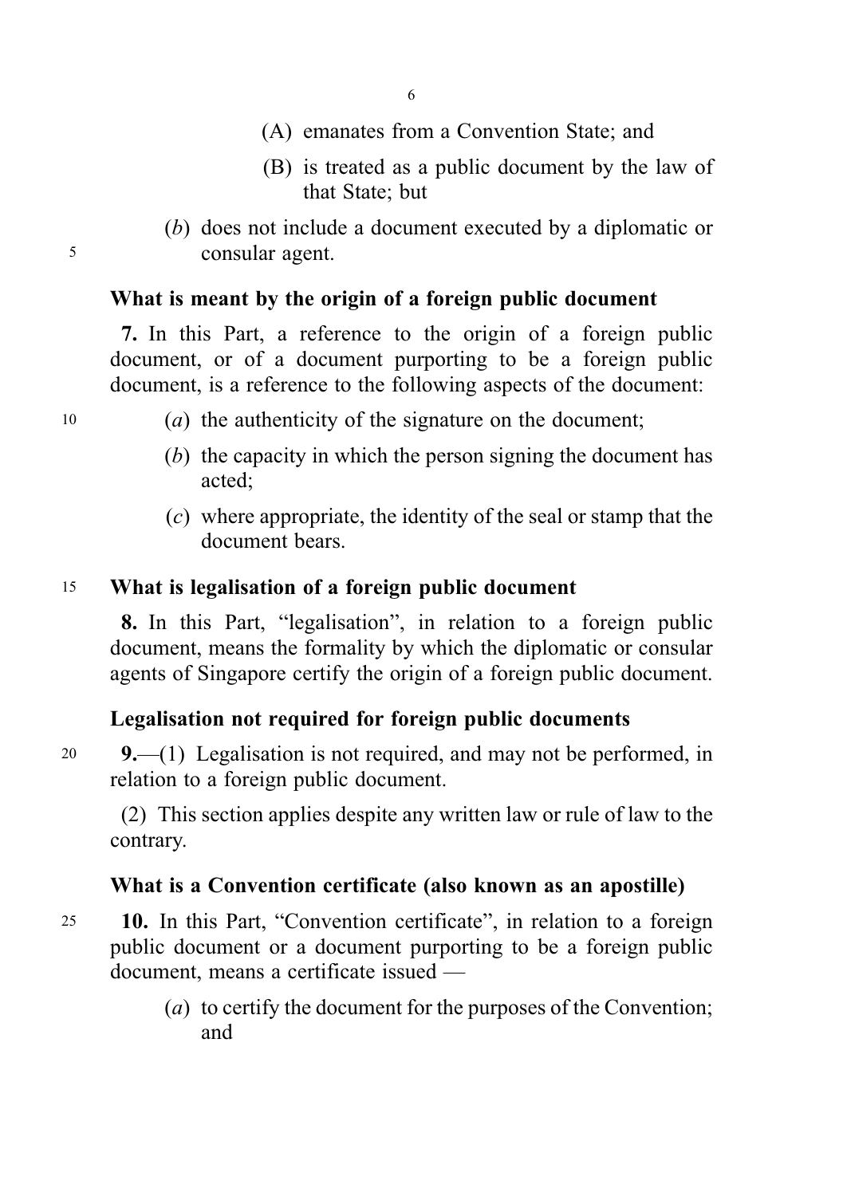(A) emanates from a Convention State; and

(B) is treated as a public document by the law of that State; but

(*b*) does not include a document executed by a diplomatic or consular agent.

**What is meant by the origin of a foreign public document**

**7.** In this Part, a reference to the origin of a foreign public document, or of a document purporting to be a foreign public document, is a reference to the following aspects of the document:

(*a*) the authenticity of the signature on the document;

(*b*) the capacity in which the person signing the document has acted;

(*c*) where appropriate, the identity of the seal or stamp that the document bears.

**What is legalisation of a foreign public document**

**8.** In this Part, "legalisation", in relation to a foreign public document, means the formality by which the diplomatic or consular agents of Singapore certify the origin of a foreign public document.

**Legalisation not required for foreign public documents**

**9.**—(1) Legalisation is not required, and may not be performed, in relation to a foreign public document.

(2) This section applies despite any written law or rule of law to the contrary.

**What is a Convention certificate (also known as an apostille)**

**10.** In this Part, "Convention certificate", in relation to a foreign public document or a document purporting to be a foreign public document, means a certificate issued —

(*a*) to certify the document for the purposes of the Convention; and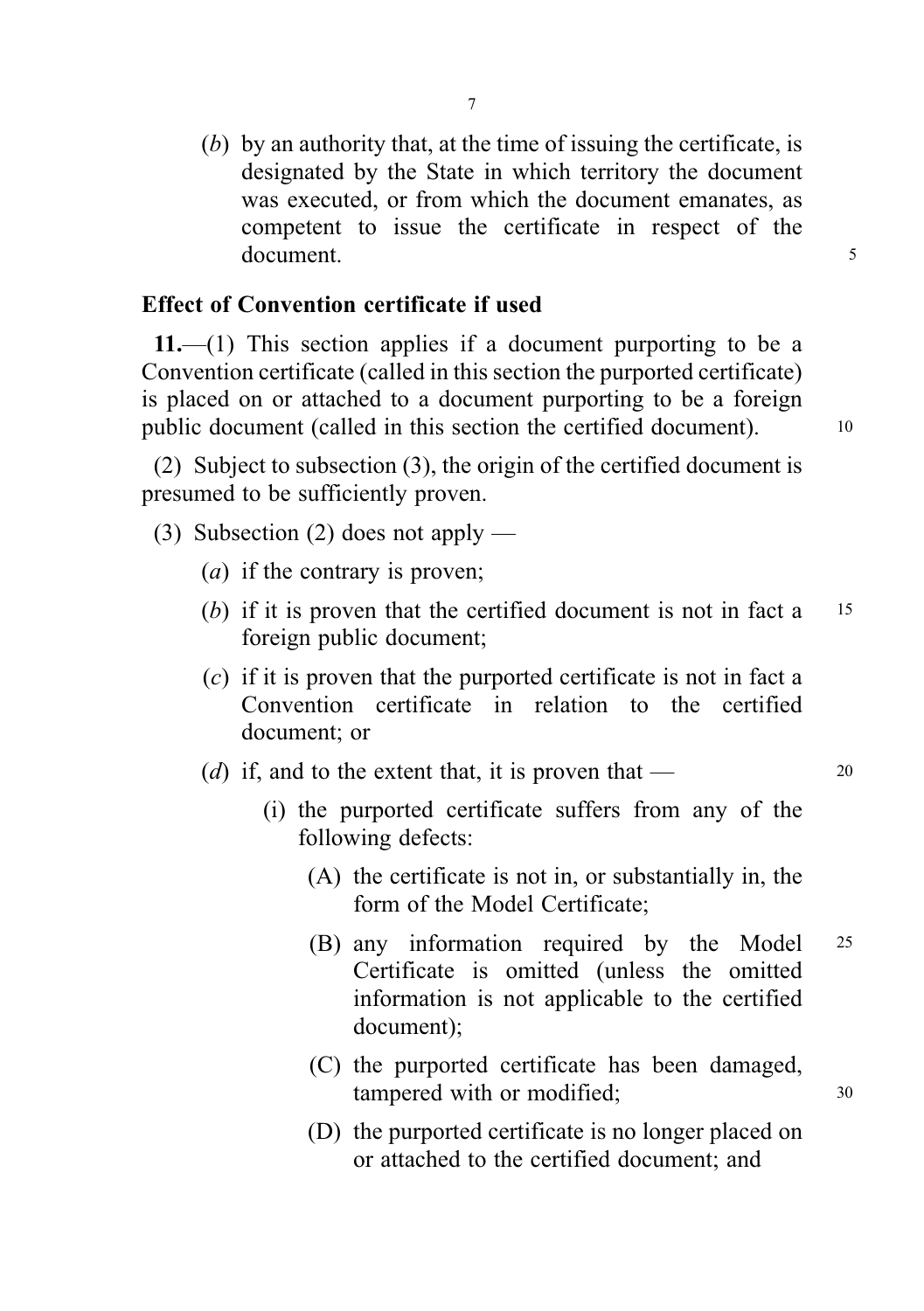(*b*) by an authority that, at the time of issuing the certificate, is designated by the State in which territory the document was executed, or from which the document emanates, as competent to issue the certificate in respect of the document.

**Effect of Convention certificate if used**

**11.**—(1) This section applies if a document purporting to be a Convention certificate (called in this section the purported certificate) is placed on or attached to a document purporting to be a foreign public document (called in this section the certified document).

(2) Subject to subsection (3), the origin of the certified document is presumed to be sufficiently proven.

(3) Subsection (2) does not apply —

(*a*) if the contrary is proven;

(*b*) if it is proven that the certified document is not in fact a foreign public document;

(*c*) if it is proven that the purported certificate is not in fact a Convention certificate in relation to the certified document; or

(*d*) if, and to the extent that, it is proven that —

(i) the purported certificate suffers from any of the following defects:

(A) the certificate is not in, or substantially in, the form of the Model Certificate;

(B) any information required by the Model Certificate is omitted (unless the omitted information is not applicable to the certified document);

(C) the purported certificate has been damaged, tampered with or modified;

(D) the purported certificate is no longer placed on or attached to the certified document; and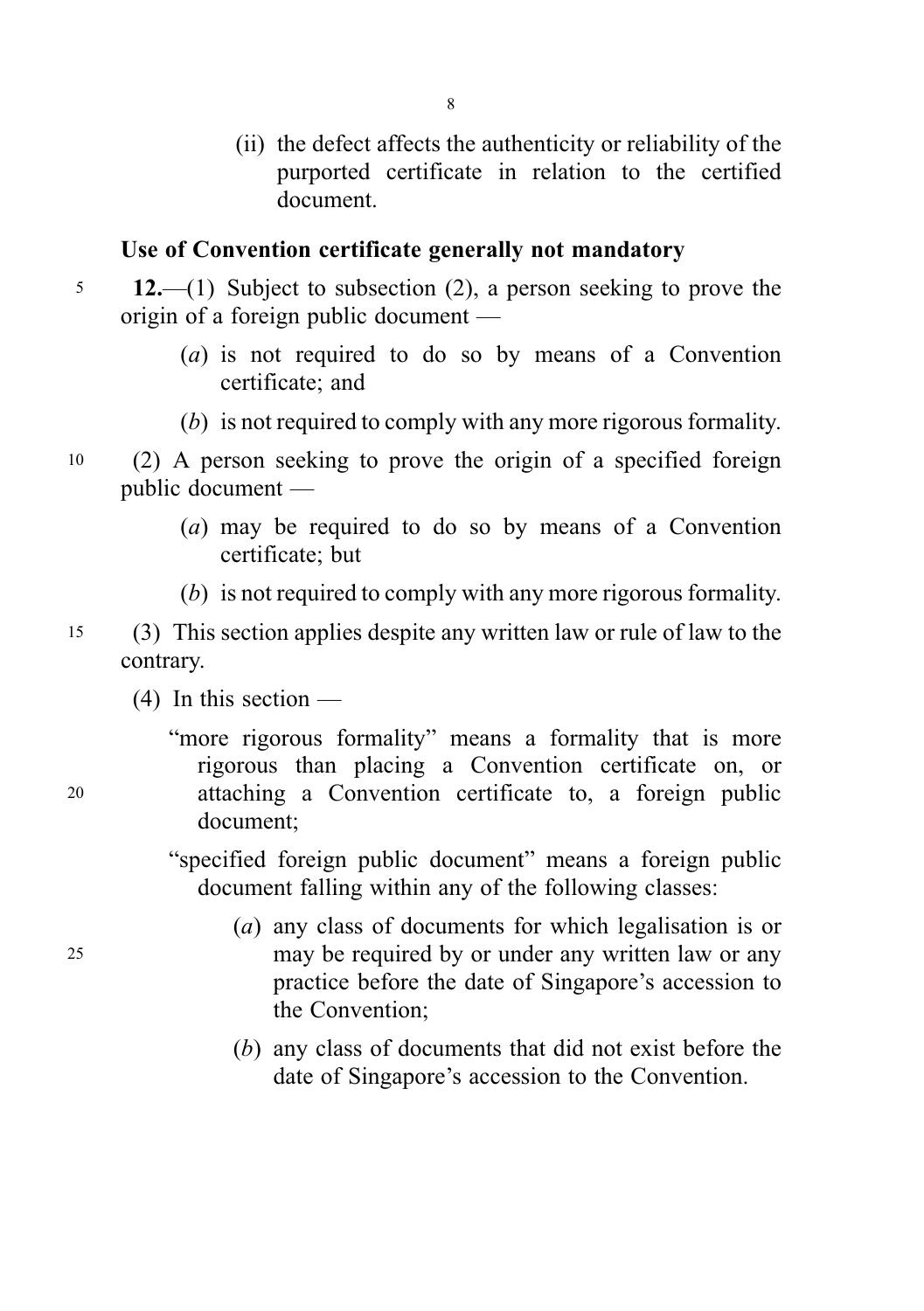(ii) the defect affects the authenticity or reliability of the purported certificate in relation to the certified document.

**Use of Convention certificate generally not mandatory**

**12.**—(1) Subject to subsection (2), a person seeking to prove the origin of a foreign public document —

(*a*) is not required to do so by means of a Convention certificate; and

(*b*) is not required to comply with any more rigorous formality.

(2) A person seeking to prove the origin of a specified foreign public document —

(*a*) may be required to do so by means of a Convention certificate; but

(*b*) is not required to comply with any more rigorous formality.

(3) This section applies despite any written law or rule of law to the contrary.

(4) In this section —

"more rigorous formality" means a formality that is more rigorous than placing a Convention certificate on, or attaching a Convention certificate to, a foreign public document;

"specified foreign public document" means a foreign public document falling within any of the following classes:

(*a*) any class of documents for which legalisation is or may be required by or under any written law or any practice before the date of Singapore's accession to the Convention;

(*b*) any class of documents that did not exist before the date of Singapore's accession to the Convention.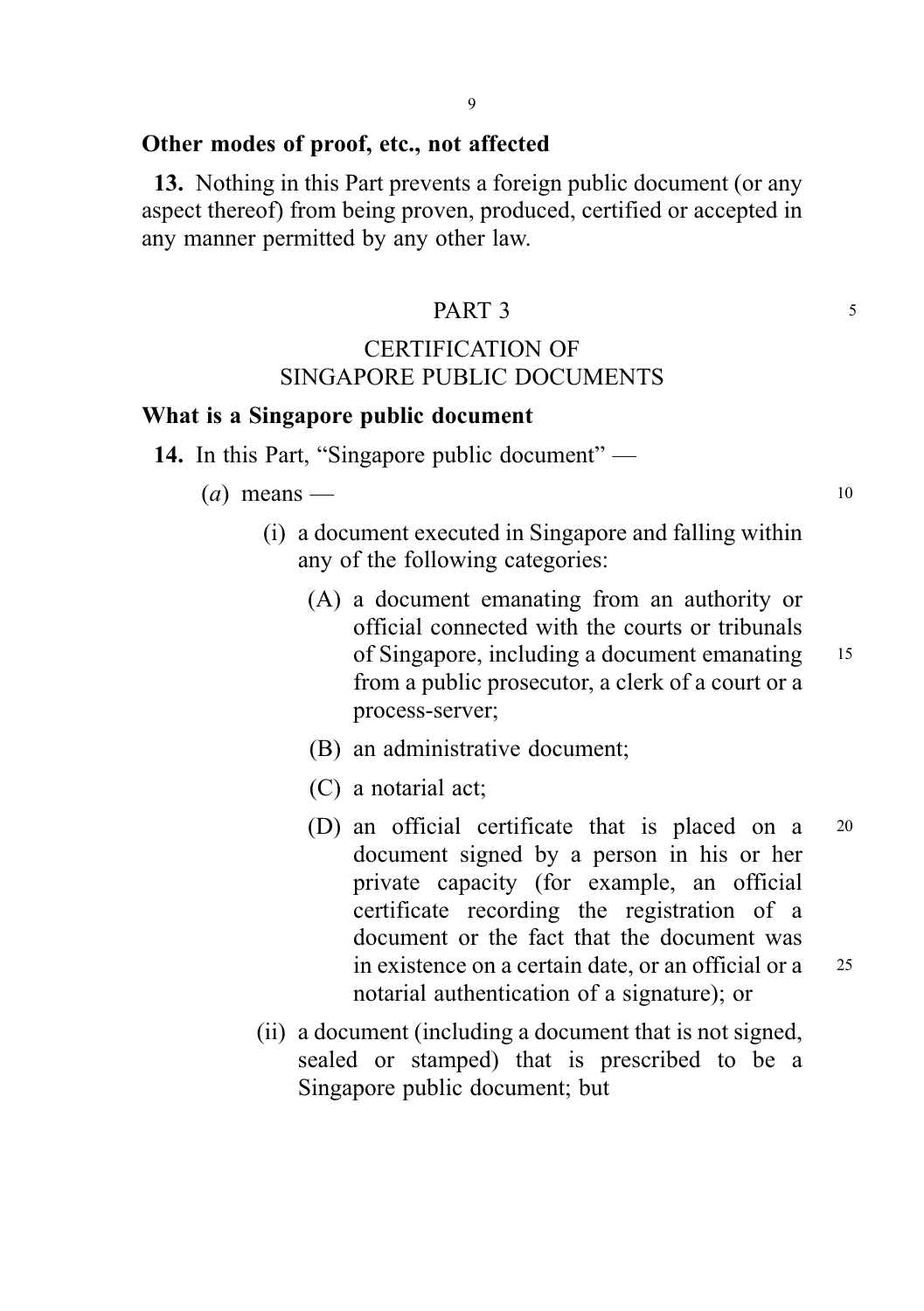**Other modes of proof, etc., not affected**

**13.** Nothing in this Part prevents a foreign public document (or any aspect thereof) from being proven, produced, certified or accepted in any manner permitted by any other law.

## PART 3

## CERTIFICATION OF SINGAPORE PUBLIC DOCUMENTS

**What is a Singapore public document**

**14.** In this Part, "Singapore public document" —

(*a*) means —

(i) a document executed in Singapore and falling within any of the following categories:

(A) a document emanating from an authority or official connected with the courts or tribunals of Singapore, including a document emanating from a public prosecutor, a clerk of a court or a process-server;

(B) an administrative document;

(C) a notarial act;

(D) an official certificate that is placed on a document signed by a person in his or her private capacity (for example, an official certificate recording the registration of a document or the fact that the document was in existence on a certain date, or an official or a notarial authentication of a signature); or

(ii) a document (including a document that is not signed, sealed or stamped) that is prescribed to be a Singapore public document; but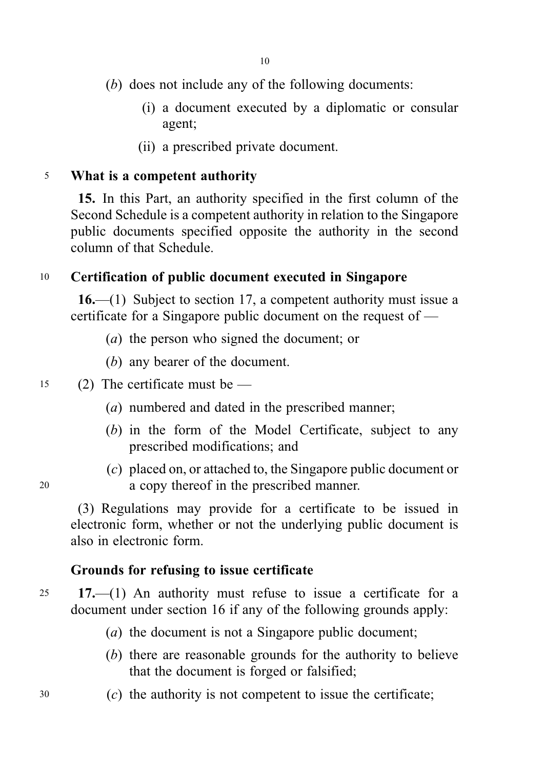(*b*) does not include any of the following documents:

(i) a document executed by a diplomatic or consular agent;

(ii) a prescribed private document.

**What is a competent authority**

**15.** In this Part, an authority specified in the first column of the Second Schedule is a competent authority in relation to the Singapore public documents specified opposite the authority in the second column of that Schedule.

**Certification of public document executed in Singapore**

**16.**—(1) Subject to section 17, a competent authority must issue a certificate for a Singapore public document on the request of —

(*a*) the person who signed the document; or

(*b*) any bearer of the document.

(2) The certificate must be —

(*a*) numbered and dated in the prescribed manner;

(*b*) in the form of the Model Certificate, subject to any prescribed modifications; and

(*c*) placed on, or attached to, the Singapore public document or a copy thereof in the prescribed manner.

(3) Regulations may provide for a certificate to be issued in electronic form, whether or not the underlying public document is also in electronic form.

**Grounds for refusing to issue certificate**

**17.**—(1) An authority must refuse to issue a certificate for a document under section 16 if any of the following grounds apply:

(*a*) the document is not a Singapore public document;

(*b*) there are reasonable grounds for the authority to believe that the document is forged or falsified;

(*c*) the authority is not competent to issue the certificate;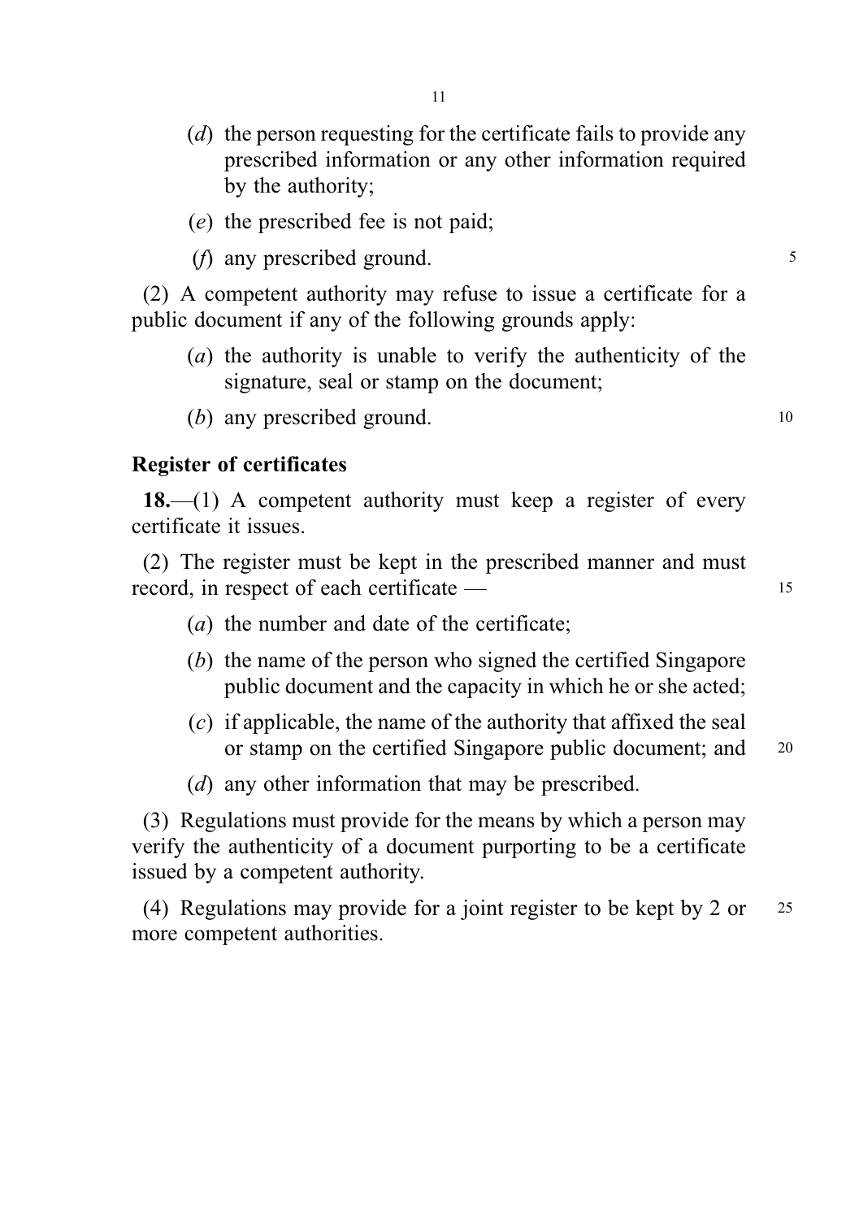(*d*) the person requesting for the certificate fails to provide any prescribed information or any other information required by the authority;

(*e*) the prescribed fee is not paid;

(*f*) any prescribed ground.

(2) A competent authority may refuse to issue a certificate for a public document if any of the following grounds apply:

(*a*) the authority is unable to verify the authenticity of the signature, seal or stamp on the document;

(*b*) any prescribed ground.

### Register of certificates

**18.**—(1) A competent authority must keep a register of every certificate it issues.

(2) The register must be kept in the prescribed manner and must record, in respect of each certificate —

(*a*) the number and date of the certificate;

(*b*) the name of the person who signed the certified Singapore public document and the capacity in which he or she acted;

(*c*) if applicable, the name of the authority that affixed the seal or stamp on the certified Singapore public document; and

(*d*) any other information that may be prescribed.

(3) Regulations must provide for the means by which a person may verify the authenticity of a document purporting to be a certificate issued by a competent authority.

(4) Regulations may provide for a joint register to be kept by 2 or more competent authorities.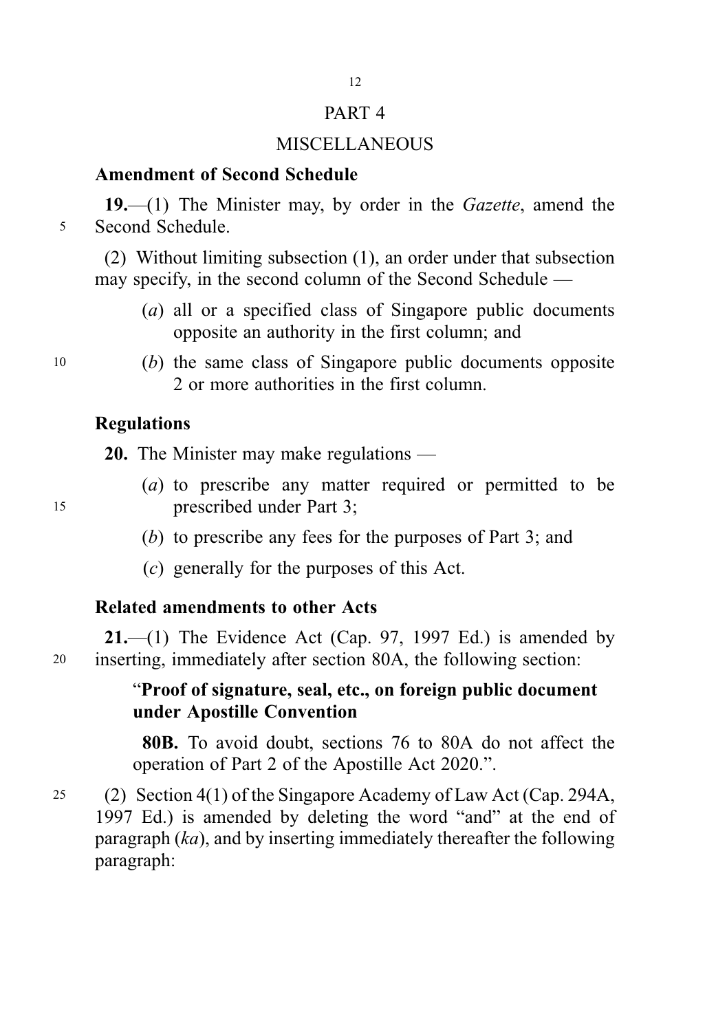# PART 4

## MISCELLANEOUS

### Amendment of Second Schedule

**19.**—(1) The Minister may, by order in the *Gazette*, amend the Second Schedule.

(2) Without limiting subsection (1), an order under that subsection may specify, in the second column of the Second Schedule —

(*a*) all or a specified class of Singapore public documents opposite an authority in the first column; and

(*b*) the same class of Singapore public documents opposite 2 or more authorities in the first column.

### Regulations

**20.** The Minister may make regulations —

(*a*) to prescribe any matter required or permitted to be prescribed under Part 3;

(*b*) to prescribe any fees for the purposes of Part 3; and

(*c*) generally for the purposes of this Act.

### Related amendments to other Acts

**21.**—(1) The Evidence Act (Cap. 97, 1997 Ed.) is amended by inserting, immediately after section 80A, the following section:

"**Proof of signature, seal, etc., on foreign public document under Apostille Convention**

**80B.** To avoid doubt, sections 76 to 80A do not affect the operation of Part 2 of the Apostille Act 2020.".

(2) Section 4(1) of the Singapore Academy of Law Act (Cap. 294A, 1997 Ed.) is amended by deleting the word "and" at the end of paragraph (*ka*), and by inserting immediately thereafter the following paragraph: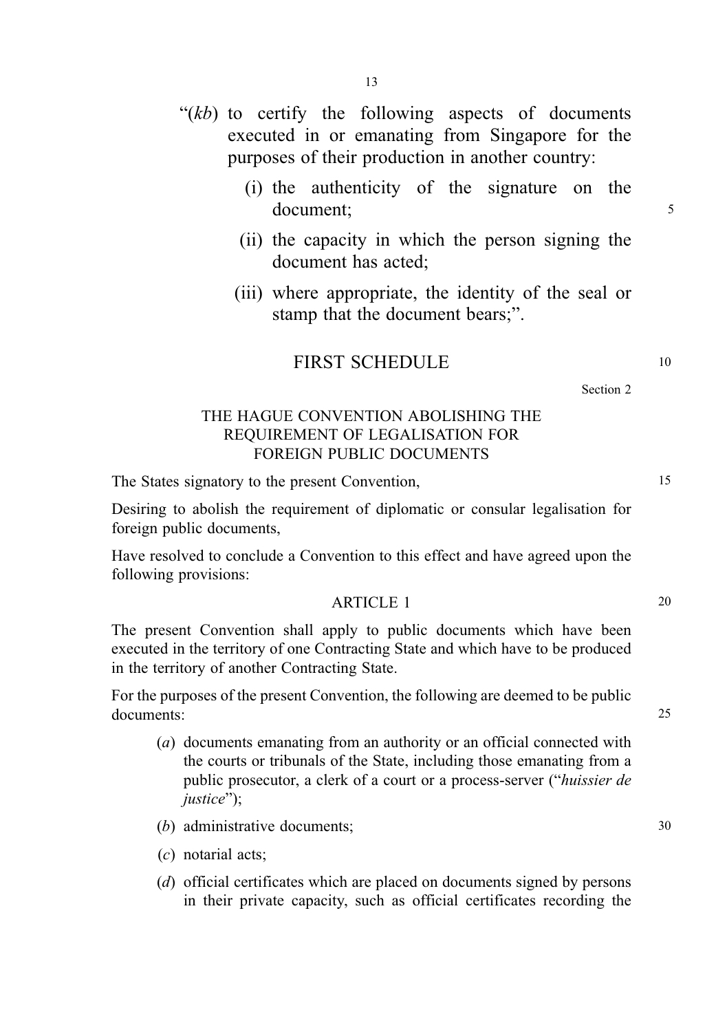"(*kb*) to certify the following aspects of documents executed in or emanating from Singapore for the purposes of their production in another country:

  (i) the authenticity of the signature on the document;

  (ii) the capacity in which the person signing the document has acted;

  (iii) where appropriate, the identity of the seal or stamp that the document bears;".

## FIRST SCHEDULE

Section 2

### THE HAGUE CONVENTION ABOLISHING THE REQUIREMENT OF LEGALISATION FOR FOREIGN PUBLIC DOCUMENTS

The States signatory to the present Convention,

Desiring to abolish the requirement of diplomatic or consular legalisation for foreign public documents,

Have resolved to conclude a Convention to this effect and have agreed upon the following provisions:

#### ARTICLE 1

The present Convention shall apply to public documents which have been executed in the territory of one Contracting State and which have to be produced in the territory of another Contracting State.

For the purposes of the present Convention, the following are deemed to be public documents:

(*a*) documents emanating from an authority or an official connected with the courts or tribunals of the State, including those emanating from a public prosecutor, a clerk of a court or a process-server ("*huissier de justice*");

(*b*) administrative documents;

(*c*) notarial acts;

(*d*) official certificates which are placed on documents signed by persons in their private capacity, such as official certificates recording the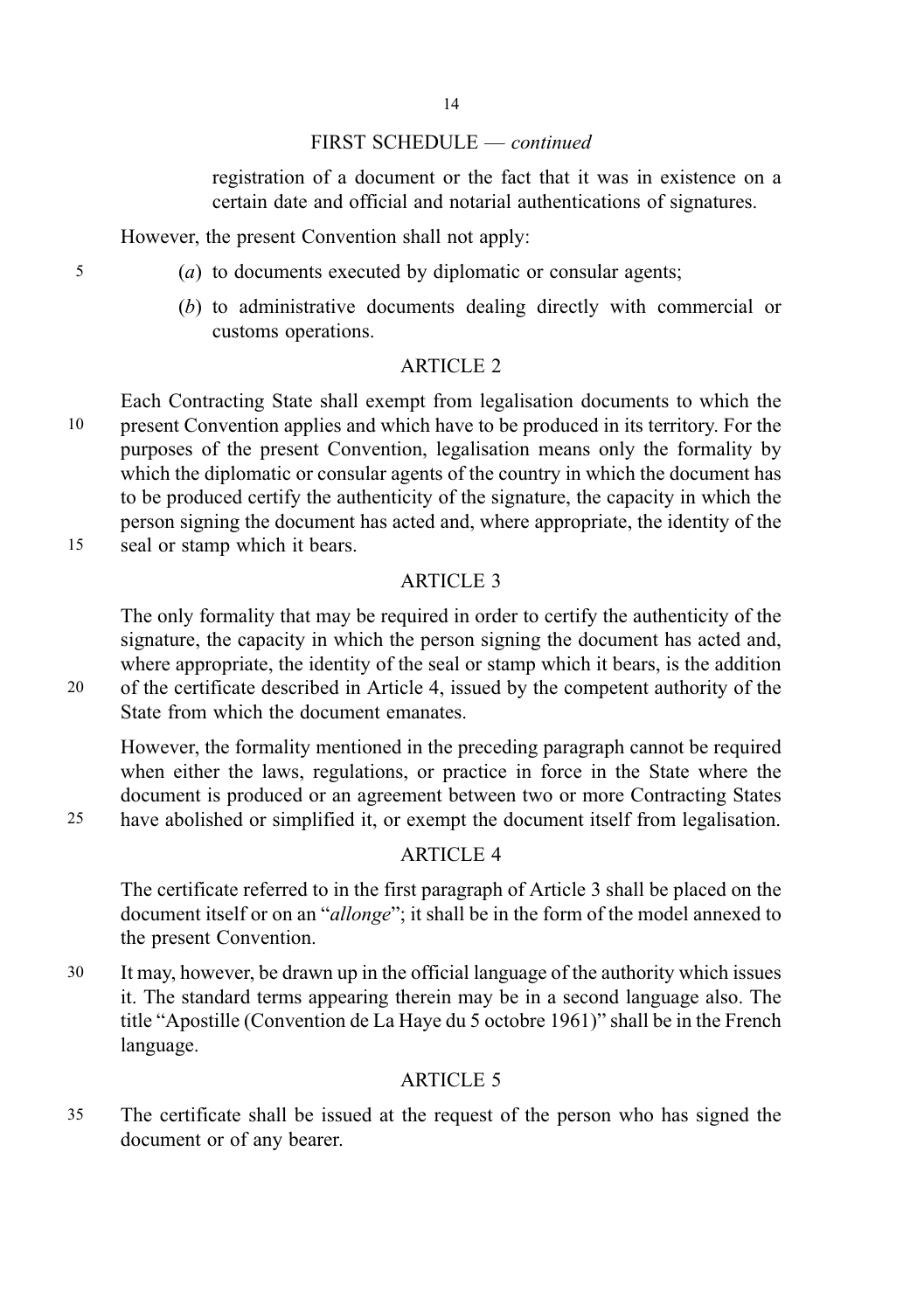FIRST SCHEDULE — *continued*

registration of a document or the fact that it was in existence on a certain date and official and notarial authentications of signatures.

However, the present Convention shall not apply:

(*a*) to documents executed by diplomatic or consular agents;

(*b*) to administrative documents dealing directly with commercial or customs operations.

ARTICLE 2

Each Contracting State shall exempt from legalisation documents to which the present Convention applies and which have to be produced in its territory. For the purposes of the present Convention, legalisation means only the formality by which the diplomatic or consular agents of the country in which the document has to be produced certify the authenticity of the signature, the capacity in which the person signing the document has acted and, where appropriate, the identity of the seal or stamp which it bears.

ARTICLE 3

The only formality that may be required in order to certify the authenticity of the signature, the capacity in which the person signing the document has acted and, where appropriate, the identity of the seal or stamp which it bears, is the addition of the certificate described in Article 4, issued by the competent authority of the State from which the document emanates.

However, the formality mentioned in the preceding paragraph cannot be required when either the laws, regulations, or practice in force in the State where the document is produced or an agreement between two or more Contracting States have abolished or simplified it, or exempt the document itself from legalisation.

ARTICLE 4

The certificate referred to in the first paragraph of Article 3 shall be placed on the document itself or on an "*allonge*"; it shall be in the form of the model annexed to the present Convention.

It may, however, be drawn up in the official language of the authority which issues it. The standard terms appearing therein may be in a second language also. The title "Apostille (Convention de La Haye du 5 octobre 1961)" shall be in the French language.

ARTICLE 5

The certificate shall be issued at the request of the person who has signed the document or of any bearer.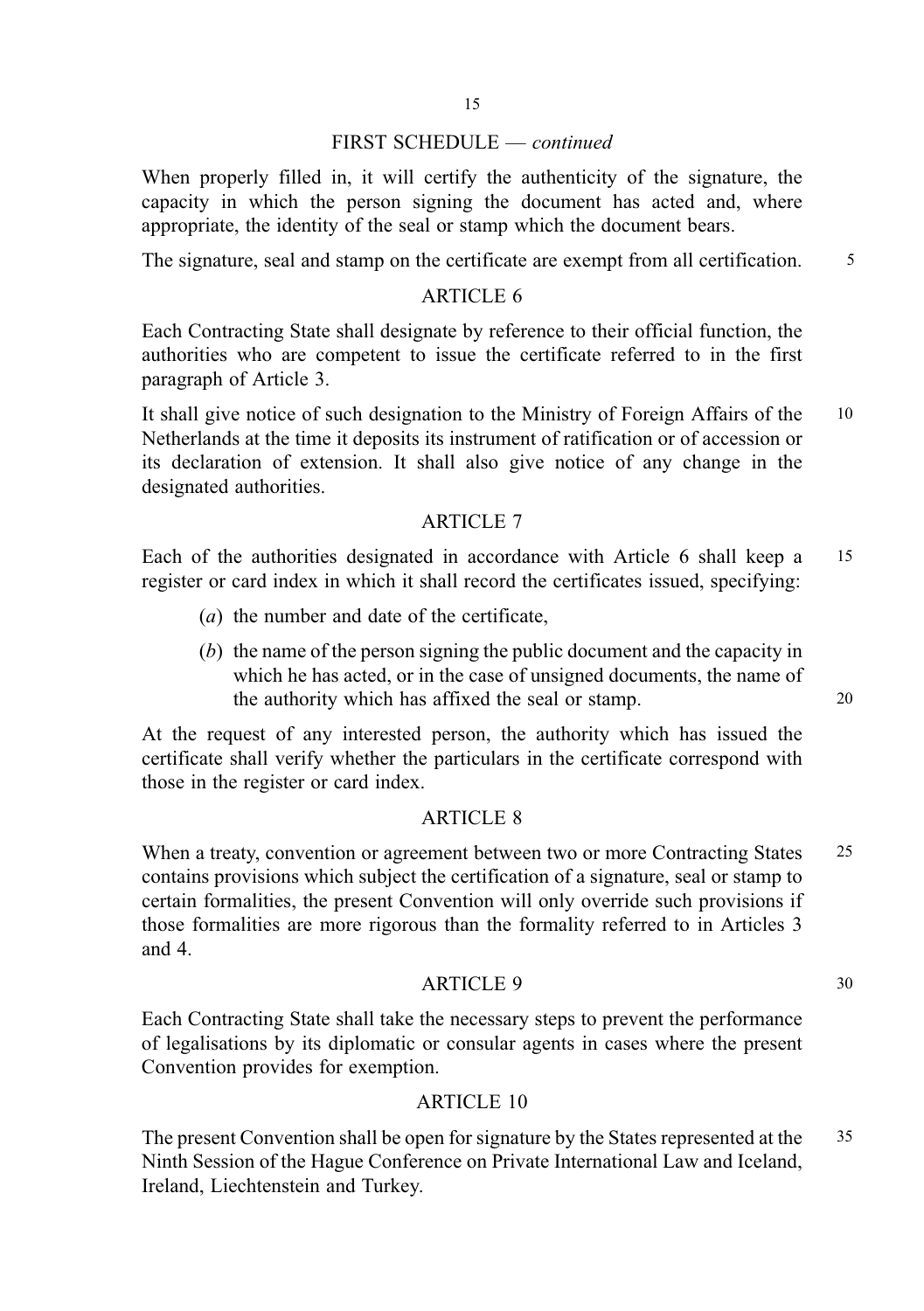FIRST SCHEDULE — *continued*

When properly filled in, it will certify the authenticity of the signature, the capacity in which the person signing the document has acted and, where appropriate, the identity of the seal or stamp which the document bears.

The signature, seal and stamp on the certificate are exempt from all certification.

## ARTICLE 6

Each Contracting State shall designate by reference to their official function, the authorities who are competent to issue the certificate referred to in the first paragraph of Article 3.

It shall give notice of such designation to the Ministry of Foreign Affairs of the Netherlands at the time it deposits its instrument of ratification or of accession or its declaration of extension. It shall also give notice of any change in the designated authorities.

## ARTICLE 7

Each of the authorities designated in accordance with Article 6 shall keep a register or card index in which it shall record the certificates issued, specifying:

(*a*) the number and date of the certificate,

(*b*) the name of the person signing the public document and the capacity in which he has acted, or in the case of unsigned documents, the name of the authority which has affixed the seal or stamp.

At the request of any interested person, the authority which has issued the certificate shall verify whether the particulars in the certificate correspond with those in the register or card index.

## ARTICLE 8

When a treaty, convention or agreement between two or more Contracting States contains provisions which subject the certification of a signature, seal or stamp to certain formalities, the present Convention will only override such provisions if those formalities are more rigorous than the formality referred to in Articles 3 and 4.

## ARTICLE 9

Each Contracting State shall take the necessary steps to prevent the performance of legalisations by its diplomatic or consular agents in cases where the present Convention provides for exemption.

## ARTICLE 10

The present Convention shall be open for signature by the States represented at the Ninth Session of the Hague Conference on Private International Law and Iceland, Ireland, Liechtenstein and Turkey.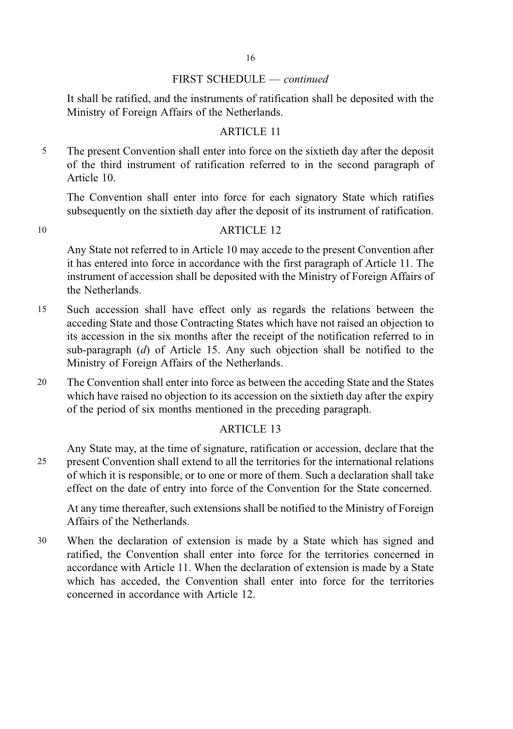FIRST SCHEDULE — *continued*

It shall be ratified, and the instruments of ratification shall be deposited with the Ministry of Foreign Affairs of the Netherlands.

ARTICLE 11

The present Convention shall enter into force on the sixtieth day after the deposit of the third instrument of ratification referred to in the second paragraph of Article 10.

The Convention shall enter into force for each signatory State which ratifies subsequently on the sixtieth day after the deposit of its instrument of ratification.

ARTICLE 12

Any State not referred to in Article 10 may accede to the present Convention after it has entered into force in accordance with the first paragraph of Article 11. The instrument of accession shall be deposited with the Ministry of Foreign Affairs of the Netherlands.

Such accession shall have effect only as regards the relations between the acceding State and those Contracting States which have not raised an objection to its accession in the six months after the receipt of the notification referred to in sub-paragraph (*d*) of Article 15. Any such objection shall be notified to the Ministry of Foreign Affairs of the Netherlands.

The Convention shall enter into force as between the acceding State and the States which have raised no objection to its accession on the sixtieth day after the expiry of the period of six months mentioned in the preceding paragraph.

ARTICLE 13

Any State may, at the time of signature, ratification or accession, declare that the present Convention shall extend to all the territories for the international relations of which it is responsible, or to one or more of them. Such a declaration shall take effect on the date of entry into force of the Convention for the State concerned.

At any time thereafter, such extensions shall be notified to the Ministry of Foreign Affairs of the Netherlands.

When the declaration of extension is made by a State which has signed and ratified, the Convention shall enter into force for the territories concerned in accordance with Article 11. When the declaration of extension is made by a State which has acceded, the Convention shall enter into force for the territories concerned in accordance with Article 12.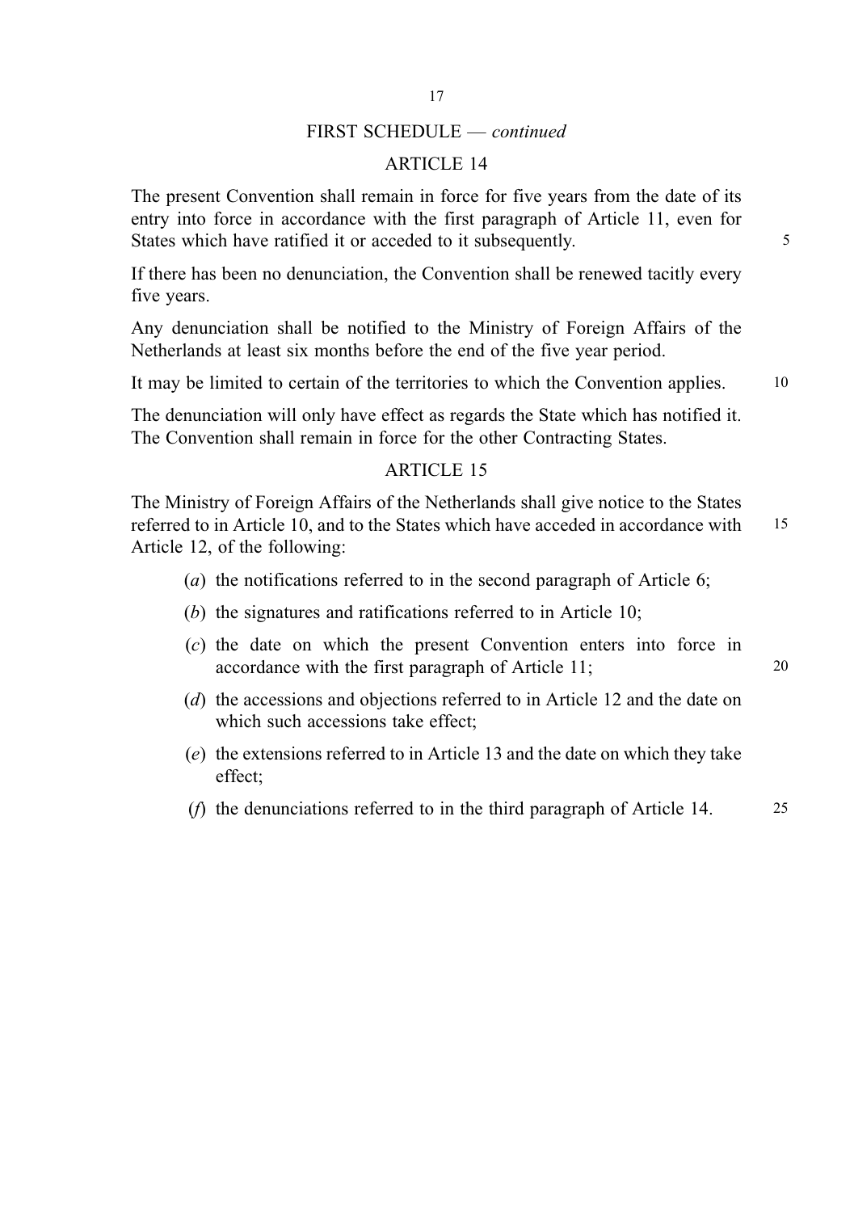FIRST SCHEDULE — *continued*

## ARTICLE 14

The present Convention shall remain in force for five years from the date of its entry into force in accordance with the first paragraph of Article 11, even for States which have ratified it or acceded to it subsequently.

If there has been no denunciation, the Convention shall be renewed tacitly every five years.

Any denunciation shall be notified to the Ministry of Foreign Affairs of the Netherlands at least six months before the end of the five year period.

It may be limited to certain of the territories to which the Convention applies.

The denunciation will only have effect as regards the State which has notified it. The Convention shall remain in force for the other Contracting States.

## ARTICLE 15

The Ministry of Foreign Affairs of the Netherlands shall give notice to the States referred to in Article 10, and to the States which have acceded in accordance with Article 12, of the following:

(*a*) the notifications referred to in the second paragraph of Article 6;

(*b*) the signatures and ratifications referred to in Article 10;

(*c*) the date on which the present Convention enters into force in accordance with the first paragraph of Article 11;

(*d*) the accessions and objections referred to in Article 12 and the date on which such accessions take effect;

(*e*) the extensions referred to in Article 13 and the date on which they take effect;

(*f*) the denunciations referred to in the third paragraph of Article 14.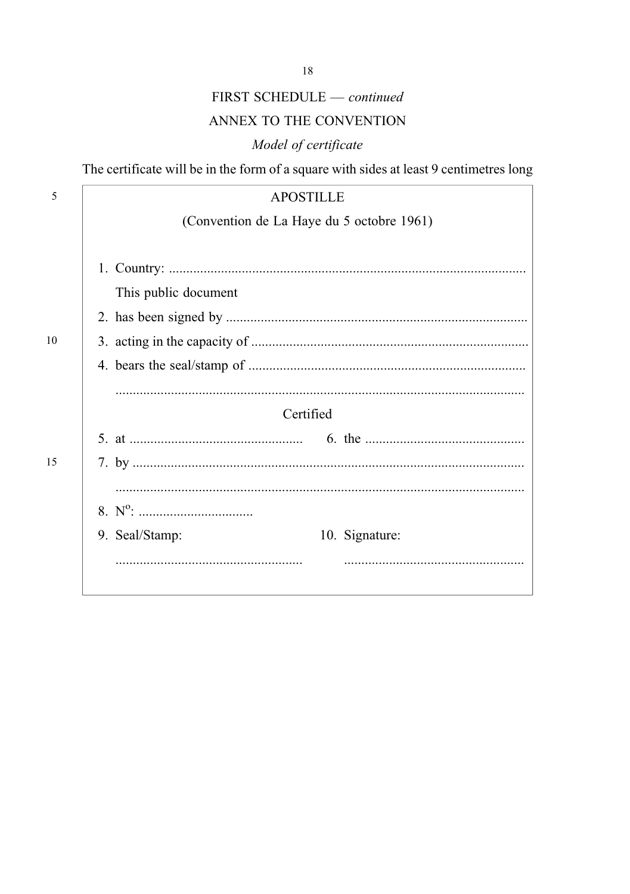FIRST SCHEDULE — *continued*

ANNEX TO THE CONVENTION

*Model of certificate*

The certificate will be in the form of a square with sides at least 9 centimetres long

APOSTILLE

(Convention de La Haye du 5 octobre 1961)

1. Country: ......................................................................................................
   This public document
2. has been signed by ......................................................................................
3. acting in the capacity of ...............................................................................
4. bears the seal/stamp of ...............................................................................
   ......................................................................................................................

Certified

5. at ................................................. 6. the .............................................
7. by ................................................................................................................
   ......................................................................................................................
8. N$^{o}$: ................................
9. Seal/Stamp: 10. Signature:
   ..................................................... ...................................................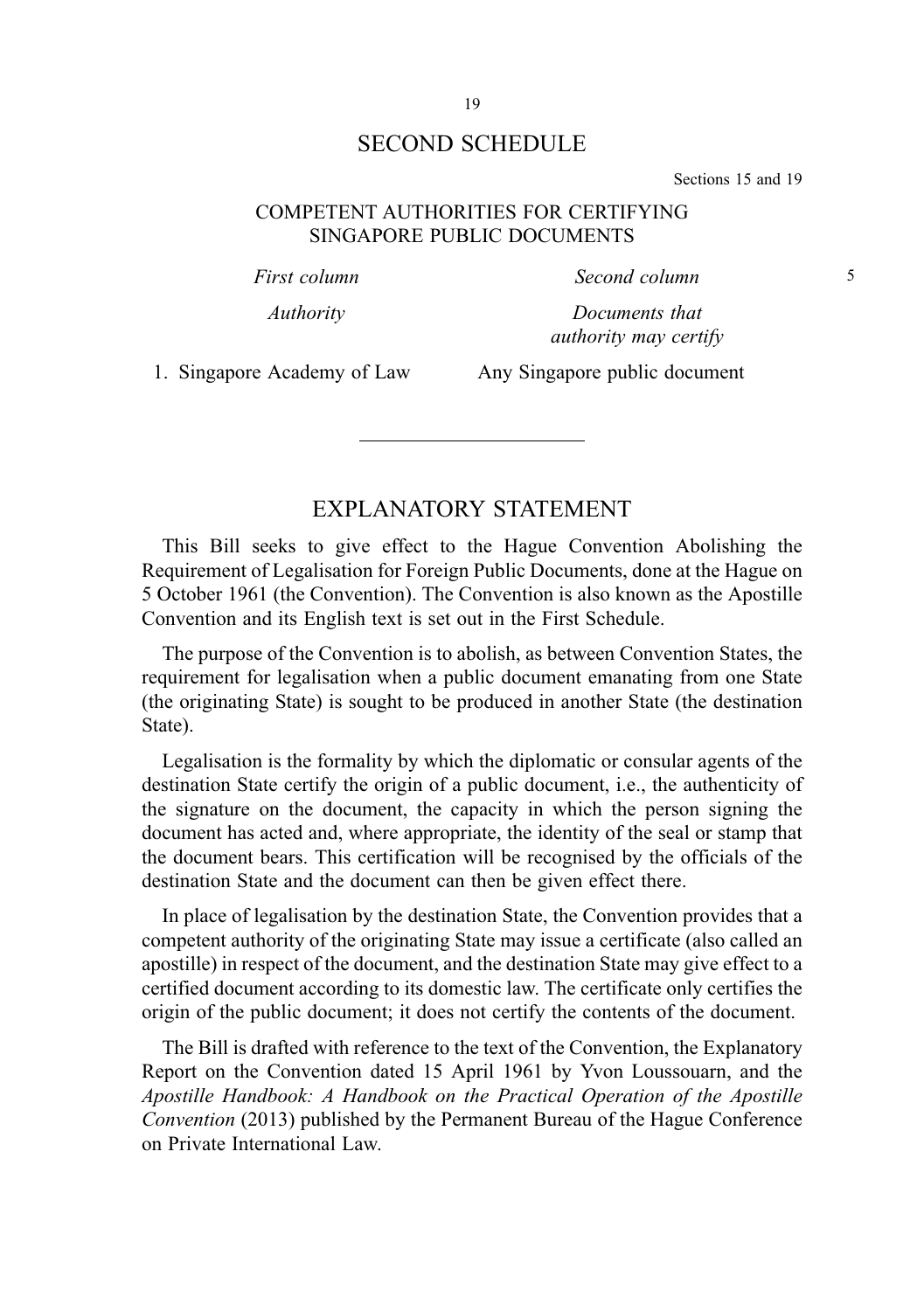# SECOND SCHEDULE

Sections 15 and 19

## COMPETENT AUTHORITIES FOR CERTIFYING SINGAPORE PUBLIC DOCUMENTS

| *First column* | *Second column* |
| --- | --- |
| *Authority* | *Documents that authority may certify* |
| 1. Singapore Academy of Law | Any Singapore public document |

---

# EXPLANATORY STATEMENT

This Bill seeks to give effect to the Hague Convention Abolishing the Requirement of Legalisation for Foreign Public Documents, done at the Hague on 5 October 1961 (the Convention). The Convention is also known as the Apostille Convention and its English text is set out in the First Schedule.

The purpose of the Convention is to abolish, as between Convention States, the requirement for legalisation when a public document emanating from one State (the originating State) is sought to be produced in another State (the destination State).

Legalisation is the formality by which the diplomatic or consular agents of the destination State certify the origin of a public document, i.e., the authenticity of the signature on the document, the capacity in which the person signing the document has acted and, where appropriate, the identity of the seal or stamp that the document bears. This certification will be recognised by the officials of the destination State and the document can then be given effect there.

In place of legalisation by the destination State, the Convention provides that a competent authority of the originating State may issue a certificate (also called an apostille) in respect of the document, and the destination State may give effect to a certified document according to its domestic law. The certificate only certifies the origin of the public document; it does not certify the contents of the document.

The Bill is drafted with reference to the text of the Convention, the Explanatory Report on the Convention dated 15 April 1961 by Yvon Loussouarn, and the *Apostille Handbook: A Handbook on the Practical Operation of the Apostille Convention* (2013) published by the Permanent Bureau of the Hague Conference on Private International Law.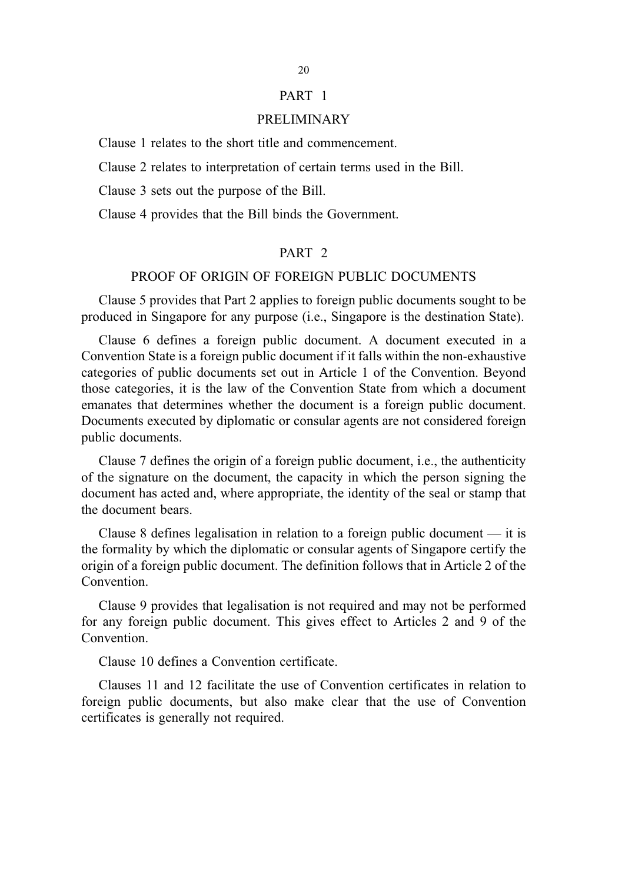## PART 1

## PRELIMINARY

Clause 1 relates to the short title and commencement.

Clause 2 relates to interpretation of certain terms used in the Bill.

Clause 3 sets out the purpose of the Bill.

Clause 4 provides that the Bill binds the Government.

## PART 2

## PROOF OF ORIGIN OF FOREIGN PUBLIC DOCUMENTS

Clause 5 provides that Part 2 applies to foreign public documents sought to be produced in Singapore for any purpose (i.e., Singapore is the destination State).

Clause 6 defines a foreign public document. A document executed in a Convention State is a foreign public document if it falls within the non-exhaustive categories of public documents set out in Article 1 of the Convention. Beyond those categories, it is the law of the Convention State from which a document emanates that determines whether the document is a foreign public document. Documents executed by diplomatic or consular agents are not considered foreign public documents.

Clause 7 defines the origin of a foreign public document, i.e., the authenticity of the signature on the document, the capacity in which the person signing the document has acted and, where appropriate, the identity of the seal or stamp that the document bears.

Clause 8 defines legalisation in relation to a foreign public document — it is the formality by which the diplomatic or consular agents of Singapore certify the origin of a foreign public document. The definition follows that in Article 2 of the Convention.

Clause 9 provides that legalisation is not required and may not be performed for any foreign public document. This gives effect to Articles 2 and 9 of the Convention.

Clause 10 defines a Convention certificate.

Clauses 11 and 12 facilitate the use of Convention certificates in relation to foreign public documents, but also make clear that the use of Convention certificates is generally not required.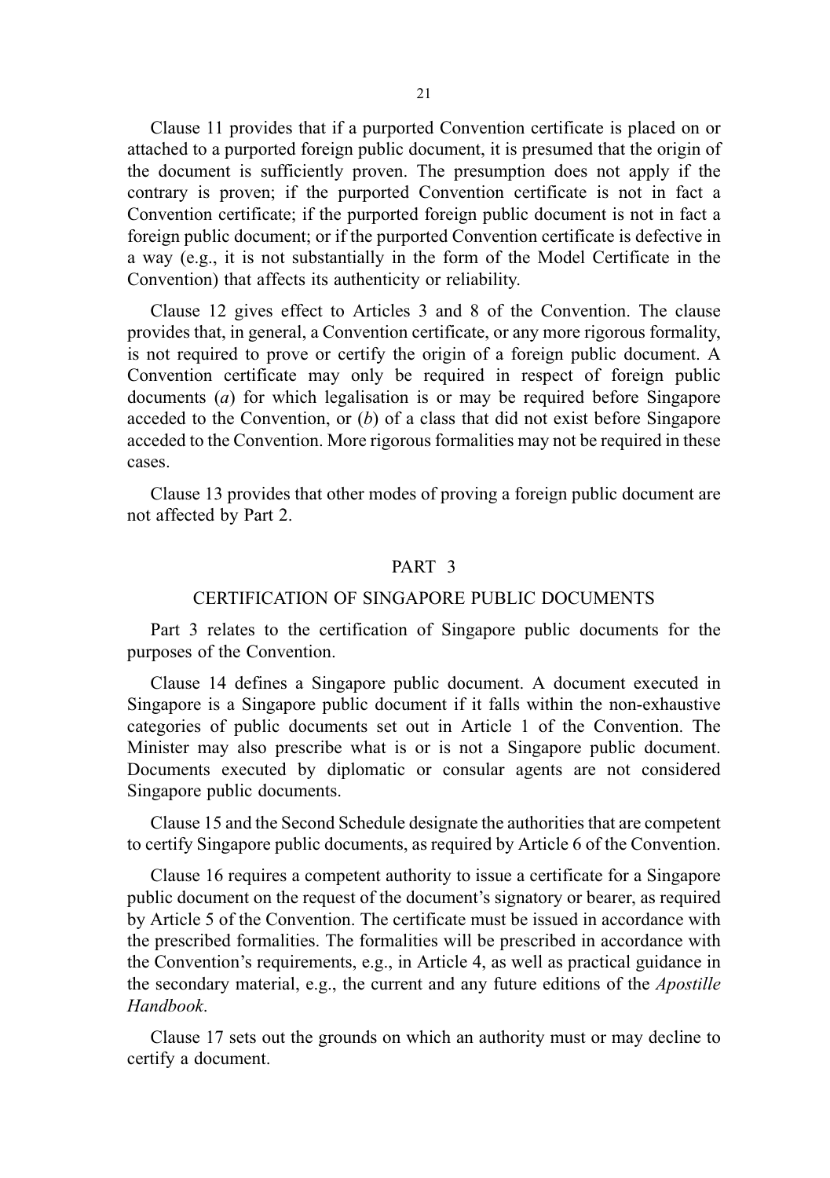Clause 11 provides that if a purported Convention certificate is placed on or attached to a purported foreign public document, it is presumed that the origin of the document is sufficiently proven. The presumption does not apply if the contrary is proven; if the purported Convention certificate is not in fact a Convention certificate; if the purported foreign public document is not in fact a foreign public document; or if the purported Convention certificate is defective in a way (e.g., it is not substantially in the form of the Model Certificate in the Convention) that affects its authenticity or reliability.

Clause 12 gives effect to Articles 3 and 8 of the Convention. The clause provides that, in general, a Convention certificate, or any more rigorous formality, is not required to prove or certify the origin of a foreign public document. A Convention certificate may only be required in respect of foreign public documents (*a*) for which legalisation is or may be required before Singapore acceded to the Convention, or (*b*) of a class that did not exist before Singapore acceded to the Convention. More rigorous formalities may not be required in these cases.

Clause 13 provides that other modes of proving a foreign public document are not affected by Part 2.

## PART 3

## CERTIFICATION OF SINGAPORE PUBLIC DOCUMENTS

Part 3 relates to the certification of Singapore public documents for the purposes of the Convention.

Clause 14 defines a Singapore public document. A document executed in Singapore is a Singapore public document if it falls within the non-exhaustive categories of public documents set out in Article 1 of the Convention. The Minister may also prescribe what is or is not a Singapore public document. Documents executed by diplomatic or consular agents are not considered Singapore public documents.

Clause 15 and the Second Schedule designate the authorities that are competent to certify Singapore public documents, as required by Article 6 of the Convention.

Clause 16 requires a competent authority to issue a certificate for a Singapore public document on the request of the document's signatory or bearer, as required by Article 5 of the Convention. The certificate must be issued in accordance with the prescribed formalities. The formalities will be prescribed in accordance with the Convention's requirements, e.g., in Article 4, as well as practical guidance in the secondary material, e.g., the current and any future editions of the *Apostille Handbook*.

Clause 17 sets out the grounds on which an authority must or may decline to certify a document.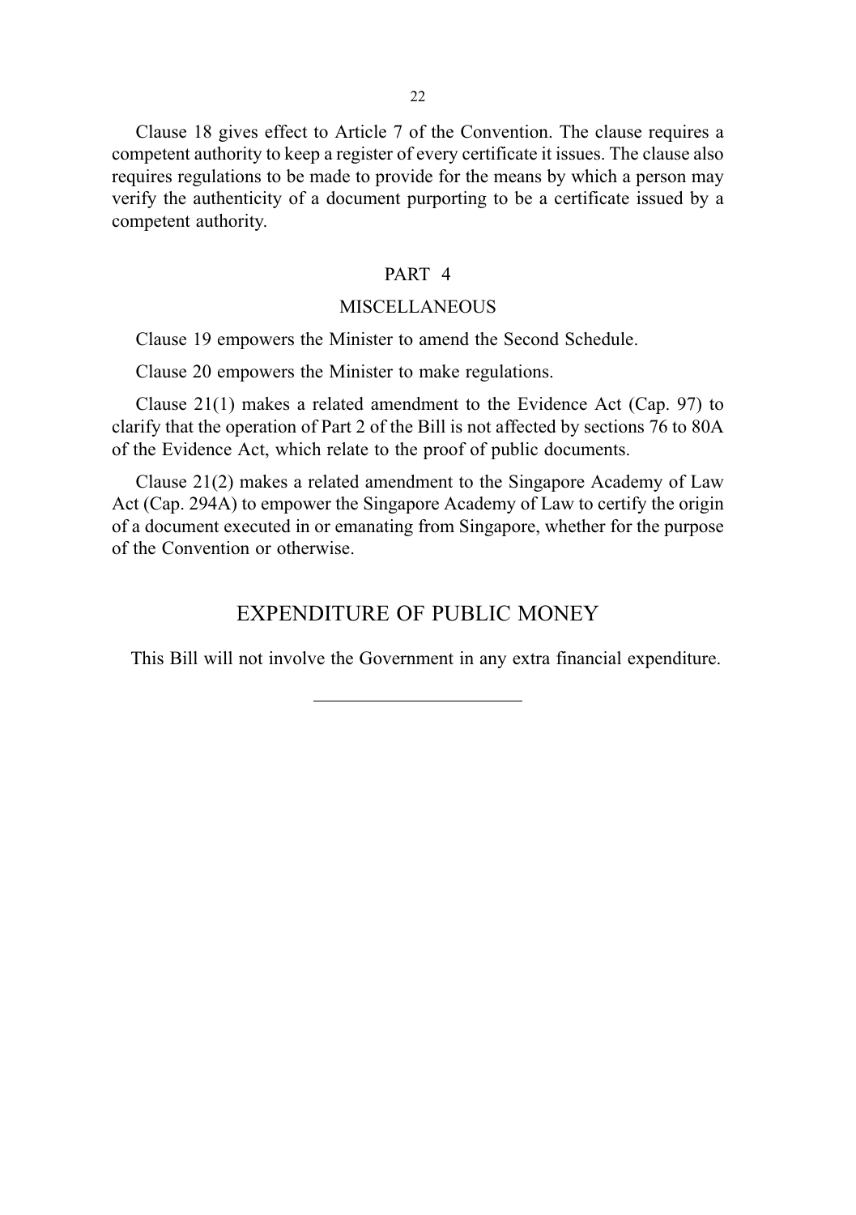Clause 18 gives effect to Article 7 of the Convention. The clause requires a competent authority to keep a register of every certificate it issues. The clause also requires regulations to be made to provide for the means by which a person may verify the authenticity of a document purporting to be a certificate issued by a competent authority.

## PART 4

## MISCELLANEOUS

Clause 19 empowers the Minister to amend the Second Schedule.

Clause 20 empowers the Minister to make regulations.

Clause 21(1) makes a related amendment to the Evidence Act (Cap. 97) to clarify that the operation of Part 2 of the Bill is not affected by sections 76 to 80A of the Evidence Act, which relate to the proof of public documents.

Clause 21(2) makes a related amendment to the Singapore Academy of Law Act (Cap. 294A) to empower the Singapore Academy of Law to certify the origin of a document executed in or emanating from Singapore, whether for the purpose of the Convention or otherwise.

# EXPENDITURE OF PUBLIC MONEY

This Bill will not involve the Government in any extra financial expenditure.